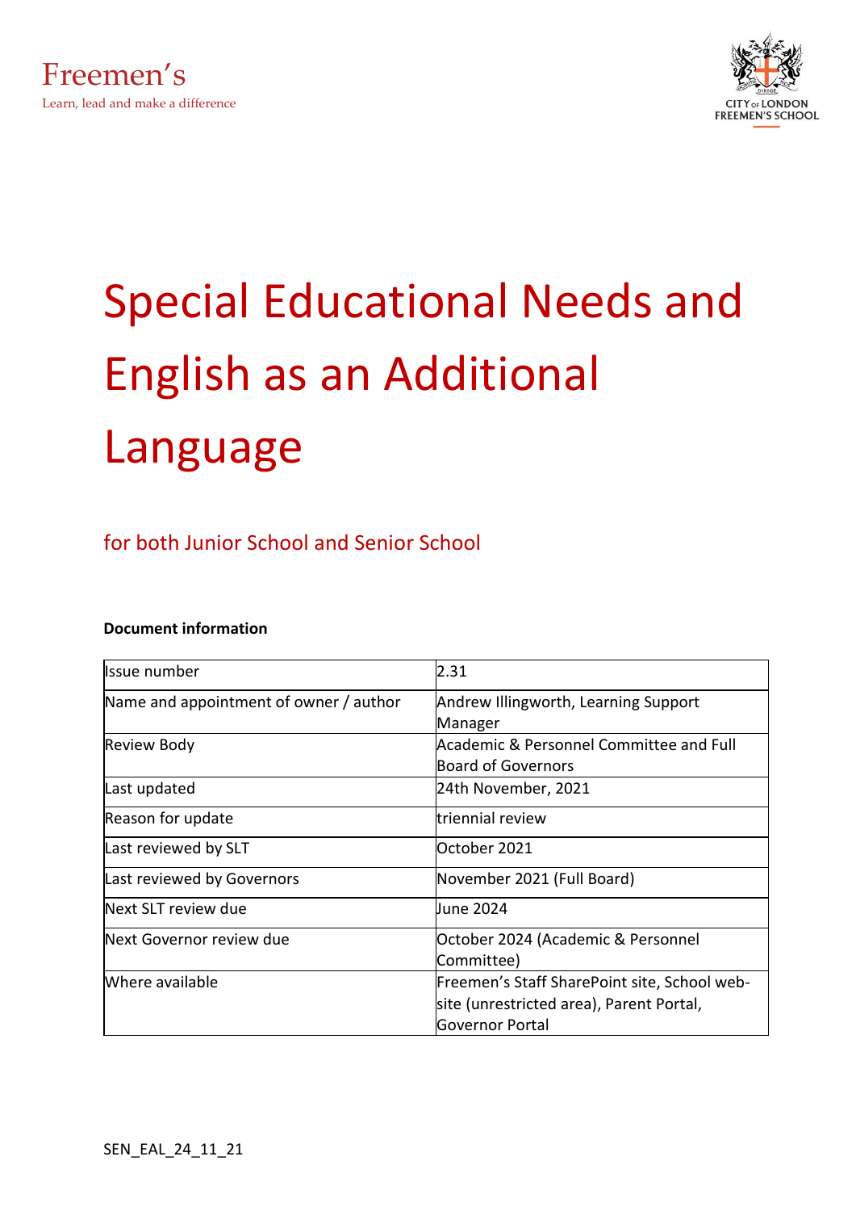Freemen's

Learn, lead and make a difference

CITY of LONDON FREEMEN'S SCHOOL

# Special Educational Needs and English as an Additional Language

## for both Junior School and Senior School

**Document information**

| Issue number | 2.31 |
|---|---|
| Name and appointment of owner / author | Andrew Illingworth, Learning Support Manager |
| Review Body | Academic & Personnel Committee and Full Board of Governors |
| Last updated | 24th November, 2021 |
| Reason for update | triennial review |
| Last reviewed by SLT | October 2021 |
| Last reviewed by Governors | November 2021 (Full Board) |
| Next SLT review due | June 2024 |
| Next Governor review due | October 2024 (Academic & Personnel Committee) |
| Where available | Freemen's Staff SharePoint site, School web-site (unrestricted area), Parent Portal, Governor Portal |

SEN_EAL_24_11_21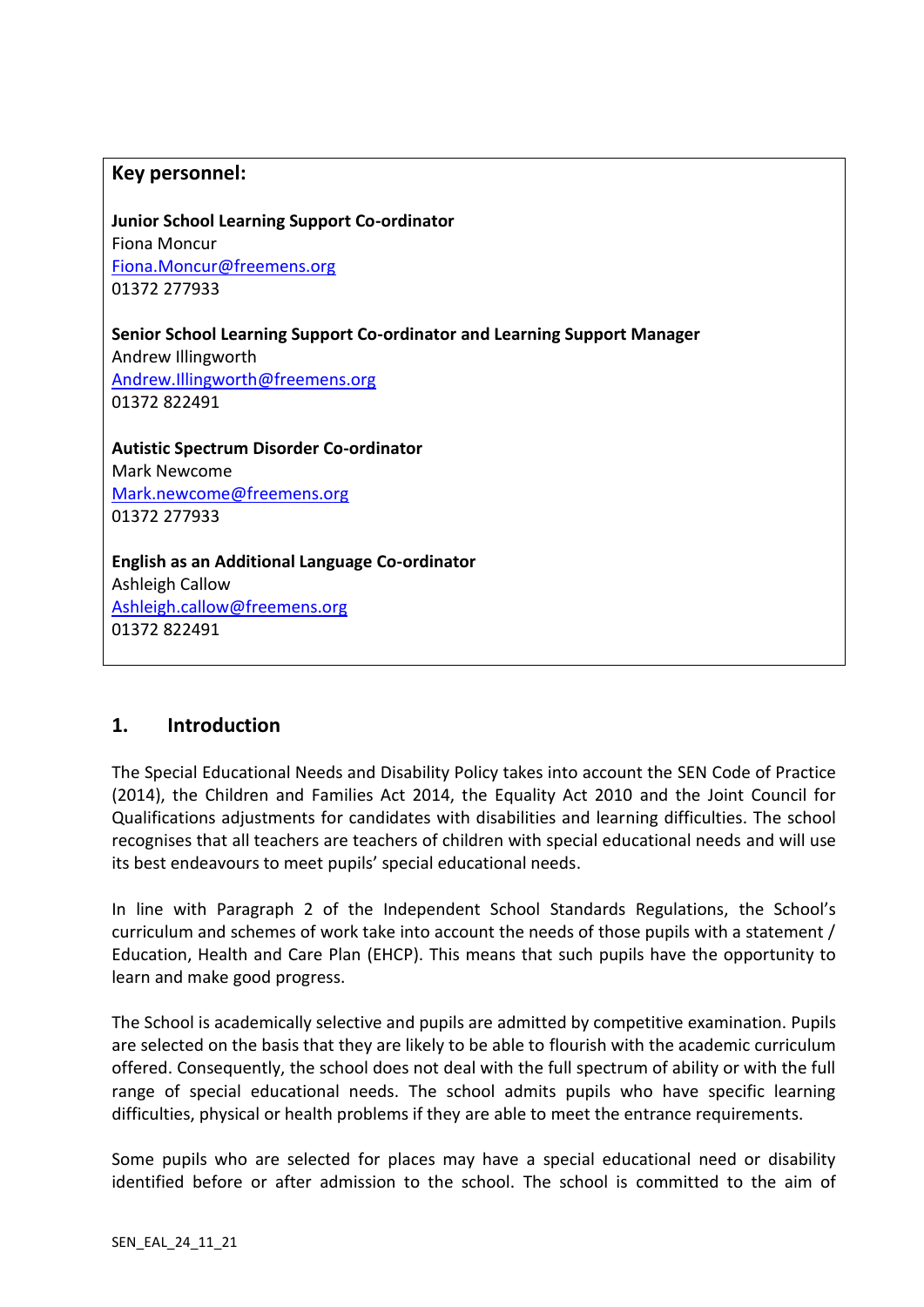**Key personnel:**

**Junior School Learning Support Co-ordinator**
Fiona Moncur
Fiona.Moncur@freemens.org
01372 277933

**Senior School Learning Support Co-ordinator and Learning Support Manager**
Andrew Illingworth
Andrew.Illingworth@freemens.org
01372 822491

**Autistic Spectrum Disorder Co-ordinator**
Mark Newcome
Mark.newcome@freemens.org
01372 277933

**English as an Additional Language Co-ordinator**
Ashleigh Callow
Ashleigh.callow@freemens.org
01372 822491

## 1. Introduction

The Special Educational Needs and Disability Policy takes into account the SEN Code of Practice (2014), the Children and Families Act 2014, the Equality Act 2010 and the Joint Council for Qualifications adjustments for candidates with disabilities and learning difficulties. The school recognises that all teachers are teachers of children with special educational needs and will use its best endeavours to meet pupils' special educational needs.

In line with Paragraph 2 of the Independent School Standards Regulations, the School's curriculum and schemes of work take into account the needs of those pupils with a statement / Education, Health and Care Plan (EHCP). This means that such pupils have the opportunity to learn and make good progress.

The School is academically selective and pupils are admitted by competitive examination. Pupils are selected on the basis that they are likely to be able to flourish with the academic curriculum offered. Consequently, the school does not deal with the full spectrum of ability or with the full range of special educational needs. The school admits pupils who have specific learning difficulties, physical or health problems if they are able to meet the entrance requirements.

Some pupils who are selected for places may have a special educational need or disability identified before or after admission to the school. The school is committed to the aim of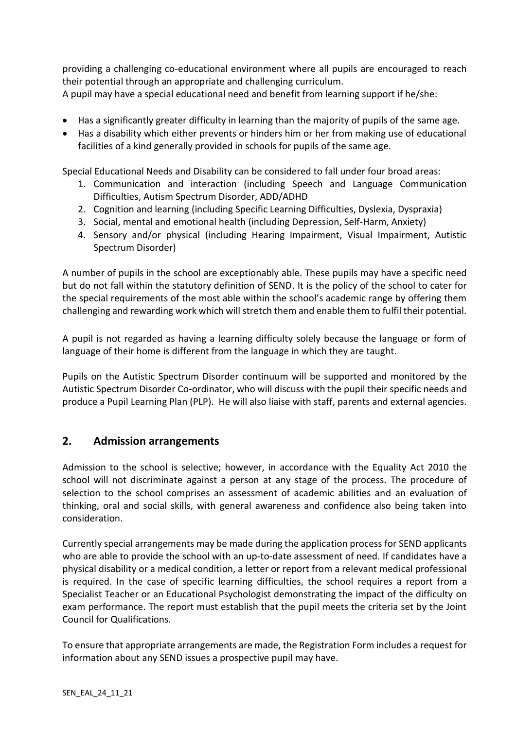providing a challenging co-educational environment where all pupils are encouraged to reach their potential through an appropriate and challenging curriculum.
A pupil may have a special educational need and benefit from learning support if he/she:

- Has a significantly greater difficulty in learning than the majority of pupils of the same age.
- Has a disability which either prevents or hinders him or her from making use of educational facilities of a kind generally provided in schools for pupils of the same age.

Special Educational Needs and Disability can be considered to fall under four broad areas:

1. Communication and interaction (including Speech and Language Communication Difficulties, Autism Spectrum Disorder, ADD/ADHD
2. Cognition and learning (including Specific Learning Difficulties, Dyslexia, Dyspraxia)
3. Social, mental and emotional health (including Depression, Self-Harm, Anxiety)
4. Sensory and/or physical (including Hearing Impairment, Visual Impairment, Autistic Spectrum Disorder)

A number of pupils in the school are exceptionably able. These pupils may have a specific need but do not fall within the statutory definition of SEND. It is the policy of the school to cater for the special requirements of the most able within the school's academic range by offering them challenging and rewarding work which will stretch them and enable them to fulfil their potential.

A pupil is not regarded as having a learning difficulty solely because the language or form of language of their home is different from the language in which they are taught.

Pupils on the Autistic Spectrum Disorder continuum will be supported and monitored by the Autistic Spectrum Disorder Co-ordinator, who will discuss with the pupil their specific needs and produce a Pupil Learning Plan (PLP). He will also liaise with staff, parents and external agencies.

## 2. Admission arrangements

Admission to the school is selective; however, in accordance with the Equality Act 2010 the school will not discriminate against a person at any stage of the process. The procedure of selection to the school comprises an assessment of academic abilities and an evaluation of thinking, oral and social skills, with general awareness and confidence also being taken into consideration.

Currently special arrangements may be made during the application process for SEND applicants who are able to provide the school with an up-to-date assessment of need. If candidates have a physical disability or a medical condition, a letter or report from a relevant medical professional is required. In the case of specific learning difficulties, the school requires a report from a Specialist Teacher or an Educational Psychologist demonstrating the impact of the difficulty on exam performance. The report must establish that the pupil meets the criteria set by the Joint Council for Qualifications.

To ensure that appropriate arrangements are made, the Registration Form includes a request for information about any SEND issues a prospective pupil may have.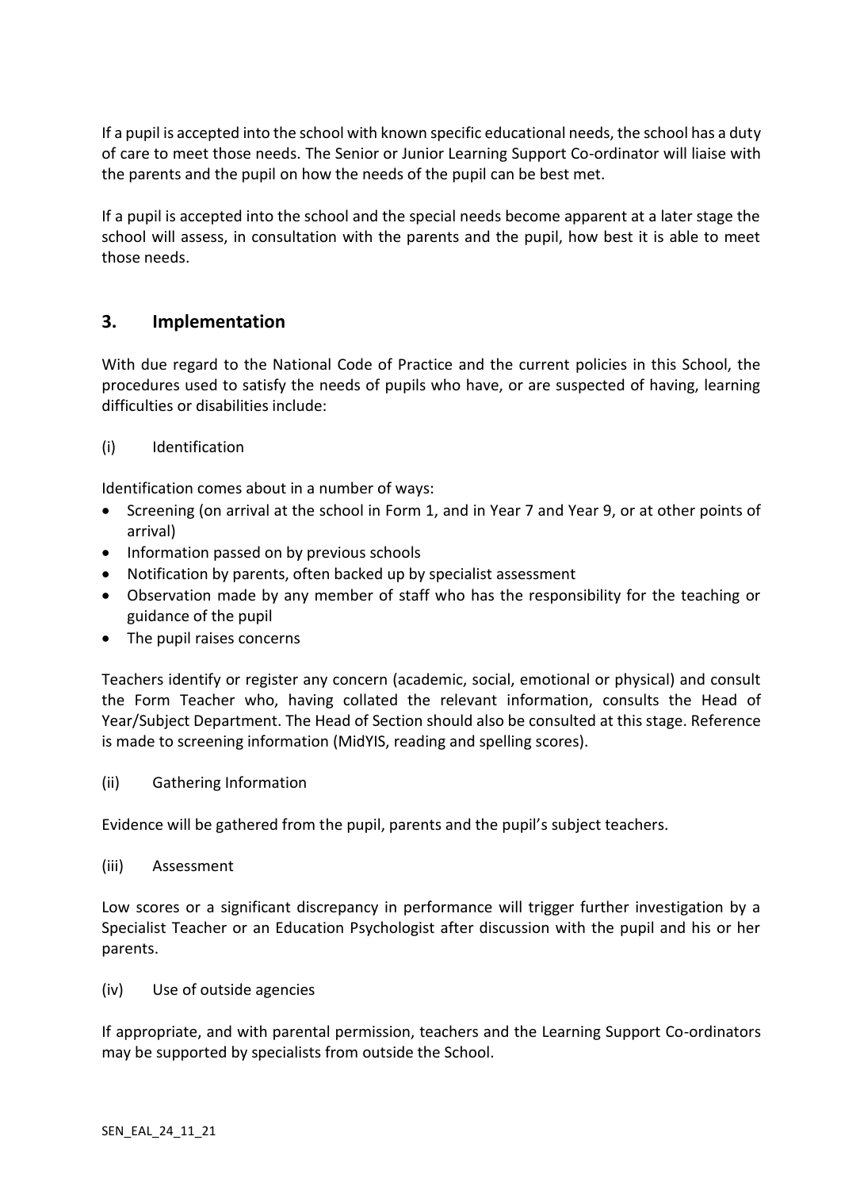If a pupil is accepted into the school with known specific educational needs, the school has a duty of care to meet those needs. The Senior or Junior Learning Support Co-ordinator will liaise with the parents and the pupil on how the needs of the pupil can be best met.

If a pupil is accepted into the school and the special needs become apparent at a later stage the school will assess, in consultation with the parents and the pupil, how best it is able to meet those needs.

## 3. Implementation

With due regard to the National Code of Practice and the current policies in this School, the procedures used to satisfy the needs of pupils who have, or are suspected of having, learning difficulties or disabilities include:

(i) Identification

Identification comes about in a number of ways:

- Screening (on arrival at the school in Form 1, and in Year 7 and Year 9, or at other points of arrival)
- Information passed on by previous schools
- Notification by parents, often backed up by specialist assessment
- Observation made by any member of staff who has the responsibility for the teaching or guidance of the pupil
- The pupil raises concerns

Teachers identify or register any concern (academic, social, emotional or physical) and consult the Form Teacher who, having collated the relevant information, consults the Head of Year/Subject Department. The Head of Section should also be consulted at this stage. Reference is made to screening information (MidYIS, reading and spelling scores).

(ii) Gathering Information

Evidence will be gathered from the pupil, parents and the pupil's subject teachers.

(iii) Assessment

Low scores or a significant discrepancy in performance will trigger further investigation by a Specialist Teacher or an Education Psychologist after discussion with the pupil and his or her parents.

(iv) Use of outside agencies

If appropriate, and with parental permission, teachers and the Learning Support Co-ordinators may be supported by specialists from outside the School.

SEN_EAL_24_11_21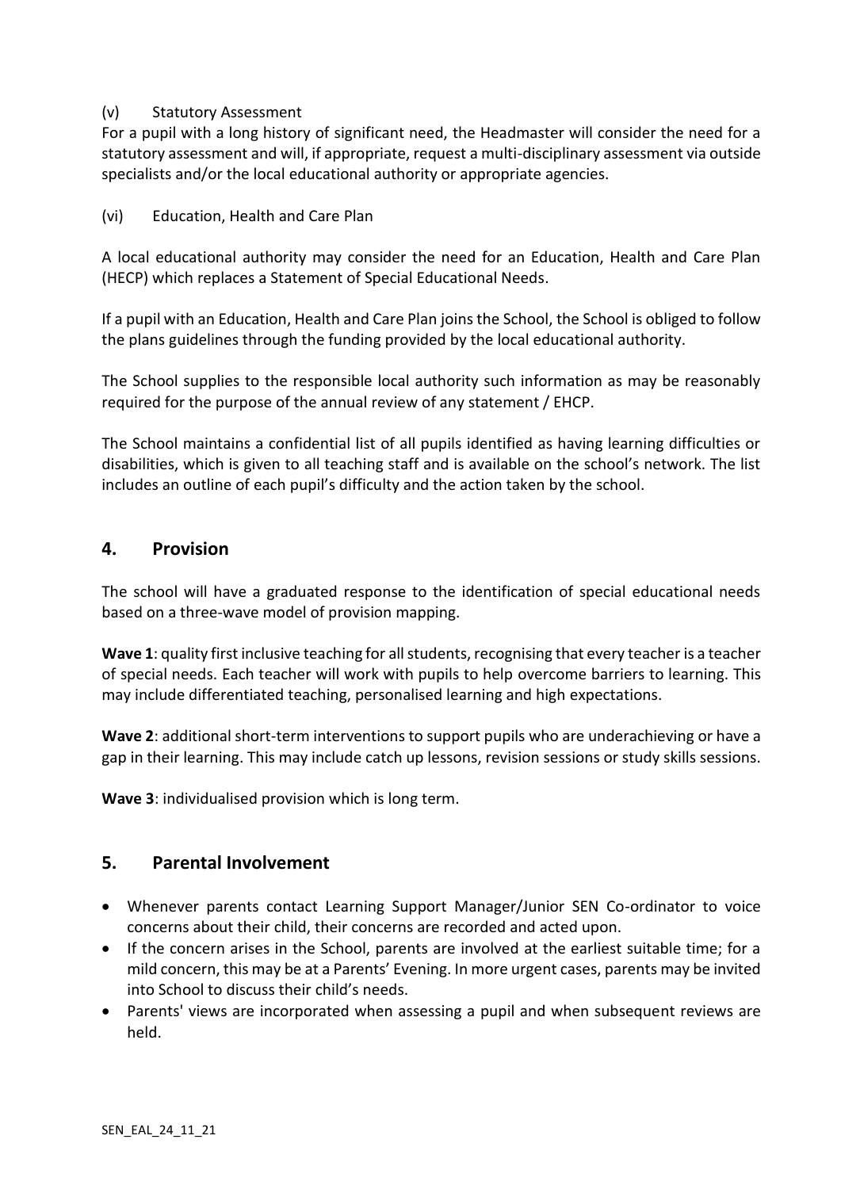(v) Statutory Assessment

For a pupil with a long history of significant need, the Headmaster will consider the need for a statutory assessment and will, if appropriate, request a multi-disciplinary assessment via outside specialists and/or the local educational authority or appropriate agencies.

(vi) Education, Health and Care Plan

A local educational authority may consider the need for an Education, Health and Care Plan (HECP) which replaces a Statement of Special Educational Needs.

If a pupil with an Education, Health and Care Plan joins the School, the School is obliged to follow the plans guidelines through the funding provided by the local educational authority.

The School supplies to the responsible local authority such information as may be reasonably required for the purpose of the annual review of any statement / EHCP.

The School maintains a confidential list of all pupils identified as having learning difficulties or disabilities, which is given to all teaching staff and is available on the school's network. The list includes an outline of each pupil's difficulty and the action taken by the school.

## 4. Provision

The school will have a graduated response to the identification of special educational needs based on a three-wave model of provision mapping.

**Wave 1**: quality first inclusive teaching for all students, recognising that every teacher is a teacher of special needs. Each teacher will work with pupils to help overcome barriers to learning. This may include differentiated teaching, personalised learning and high expectations.

**Wave 2**: additional short-term interventions to support pupils who are underachieving or have a gap in their learning. This may include catch up lessons, revision sessions or study skills sessions.

**Wave 3**: individualised provision which is long term.

## 5. Parental Involvement

- Whenever parents contact Learning Support Manager/Junior SEN Co-ordinator to voice concerns about their child, their concerns are recorded and acted upon.
- If the concern arises in the School, parents are involved at the earliest suitable time; for a mild concern, this may be at a Parents' Evening. In more urgent cases, parents may be invited into School to discuss their child's needs.
- Parents' views are incorporated when assessing a pupil and when subsequent reviews are held.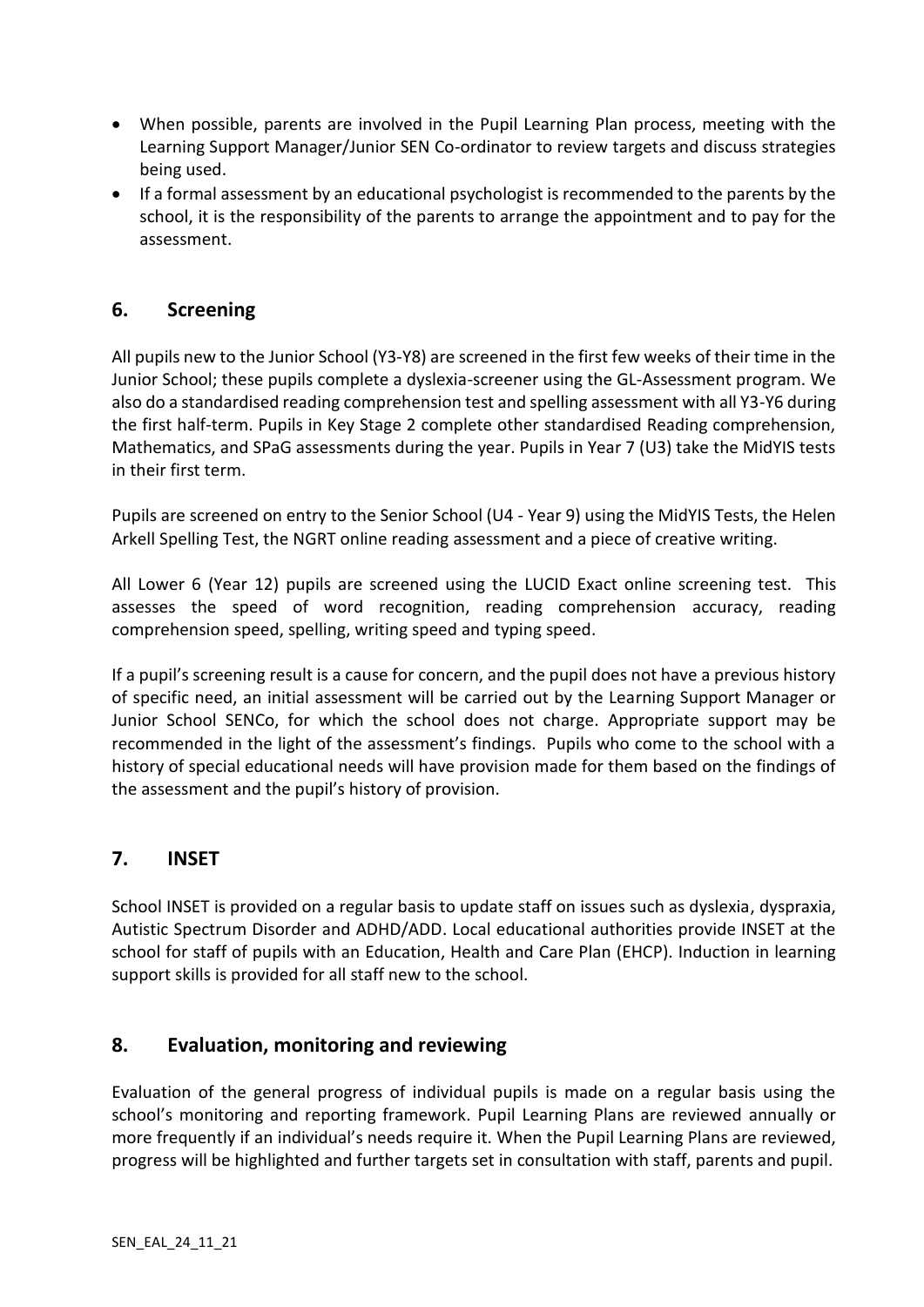- When possible, parents are involved in the Pupil Learning Plan process, meeting with the Learning Support Manager/Junior SEN Co-ordinator to review targets and discuss strategies being used.
- If a formal assessment by an educational psychologist is recommended to the parents by the school, it is the responsibility of the parents to arrange the appointment and to pay for the assessment.

## 6. Screening

All pupils new to the Junior School (Y3-Y8) are screened in the first few weeks of their time in the Junior School; these pupils complete a dyslexia-screener using the GL-Assessment program. We also do a standardised reading comprehension test and spelling assessment with all Y3-Y6 during the first half-term. Pupils in Key Stage 2 complete other standardised Reading comprehension, Mathematics, and SPaG assessments during the year. Pupils in Year 7 (U3) take the MidYIS tests in their first term.

Pupils are screened on entry to the Senior School (U4 - Year 9) using the MidYIS Tests, the Helen Arkell Spelling Test, the NGRT online reading assessment and a piece of creative writing.

All Lower 6 (Year 12) pupils are screened using the LUCID Exact online screening test. This assesses the speed of word recognition, reading comprehension accuracy, reading comprehension speed, spelling, writing speed and typing speed.

If a pupil's screening result is a cause for concern, and the pupil does not have a previous history of specific need, an initial assessment will be carried out by the Learning Support Manager or Junior School SENCo, for which the school does not charge. Appropriate support may be recommended in the light of the assessment's findings. Pupils who come to the school with a history of special educational needs will have provision made for them based on the findings of the assessment and the pupil's history of provision.

## 7. INSET

School INSET is provided on a regular basis to update staff on issues such as dyslexia, dyspraxia, Autistic Spectrum Disorder and ADHD/ADD. Local educational authorities provide INSET at the school for staff of pupils with an Education, Health and Care Plan (EHCP). Induction in learning support skills is provided for all staff new to the school.

## 8. Evaluation, monitoring and reviewing

Evaluation of the general progress of individual pupils is made on a regular basis using the school's monitoring and reporting framework. Pupil Learning Plans are reviewed annually or more frequently if an individual's needs require it. When the Pupil Learning Plans are reviewed, progress will be highlighted and further targets set in consultation with staff, parents and pupil.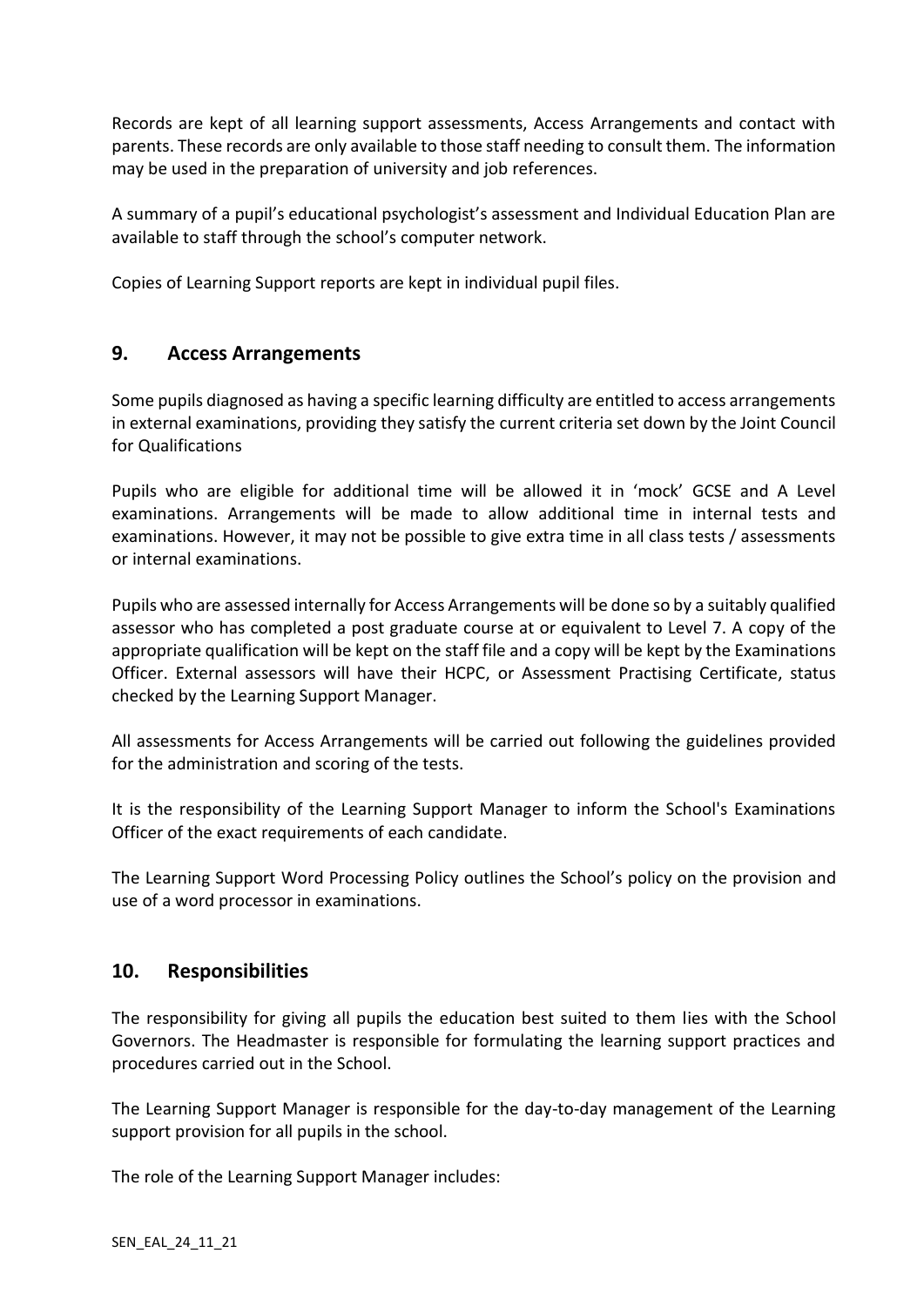Records are kept of all learning support assessments, Access Arrangements and contact with parents. These records are only available to those staff needing to consult them. The information may be used in the preparation of university and job references.

A summary of a pupil's educational psychologist's assessment and Individual Education Plan are available to staff through the school's computer network.

Copies of Learning Support reports are kept in individual pupil files.

## 9. Access Arrangements

Some pupils diagnosed as having a specific learning difficulty are entitled to access arrangements in external examinations, providing they satisfy the current criteria set down by the Joint Council for Qualifications

Pupils who are eligible for additional time will be allowed it in 'mock' GCSE and A Level examinations. Arrangements will be made to allow additional time in internal tests and examinations. However, it may not be possible to give extra time in all class tests / assessments or internal examinations.

Pupils who are assessed internally for Access Arrangements will be done so by a suitably qualified assessor who has completed a post graduate course at or equivalent to Level 7. A copy of the appropriate qualification will be kept on the staff file and a copy will be kept by the Examinations Officer. External assessors will have their HCPC, or Assessment Practising Certificate, status checked by the Learning Support Manager.

All assessments for Access Arrangements will be carried out following the guidelines provided for the administration and scoring of the tests.

It is the responsibility of the Learning Support Manager to inform the School's Examinations Officer of the exact requirements of each candidate.

The Learning Support Word Processing Policy outlines the School's policy on the provision and use of a word processor in examinations.

## 10. Responsibilities

The responsibility for giving all pupils the education best suited to them lies with the School Governors. The Headmaster is responsible for formulating the learning support practices and procedures carried out in the School.

The Learning Support Manager is responsible for the day-to-day management of the Learning support provision for all pupils in the school.

The role of the Learning Support Manager includes: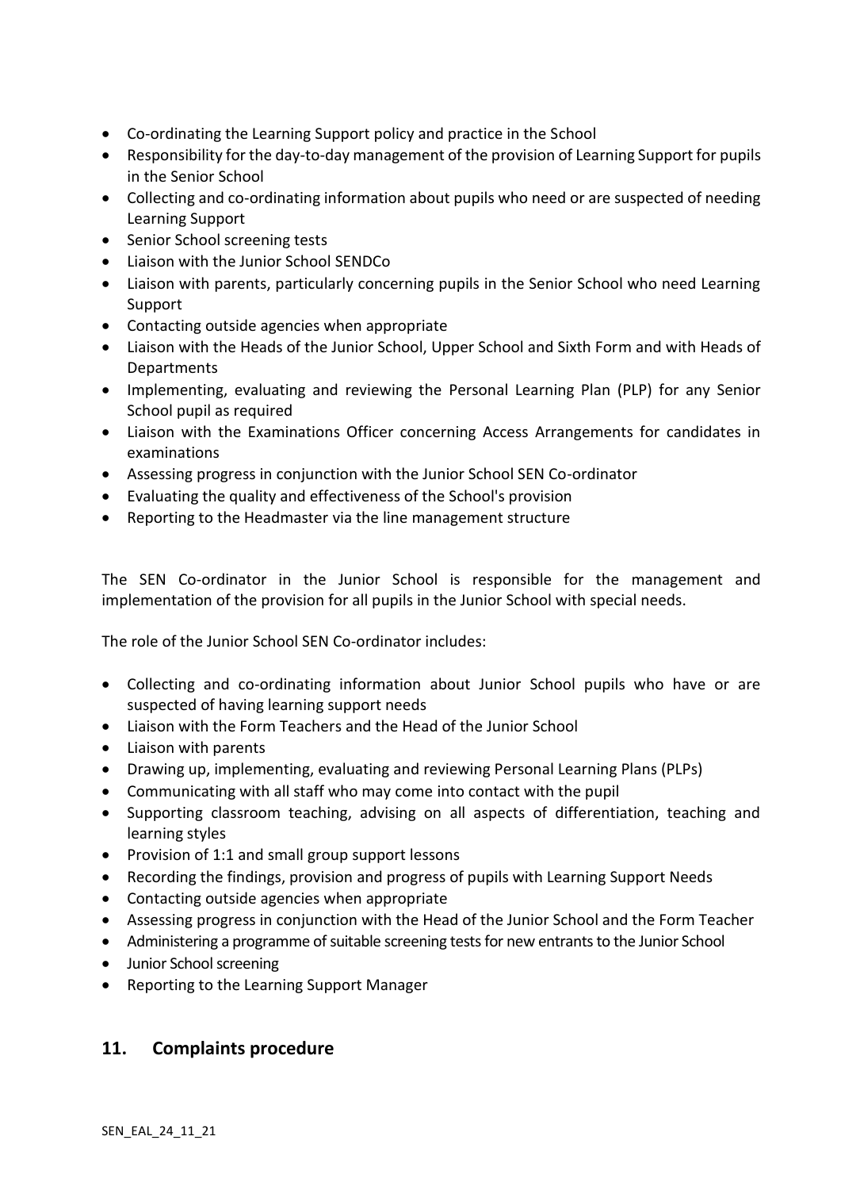- Co-ordinating the Learning Support policy and practice in the School
- Responsibility for the day-to-day management of the provision of Learning Support for pupils in the Senior School
- Collecting and co-ordinating information about pupils who need or are suspected of needing Learning Support
- Senior School screening tests
- Liaison with the Junior School SENDCo
- Liaison with parents, particularly concerning pupils in the Senior School who need Learning Support
- Contacting outside agencies when appropriate
- Liaison with the Heads of the Junior School, Upper School and Sixth Form and with Heads of Departments
- Implementing, evaluating and reviewing the Personal Learning Plan (PLP) for any Senior School pupil as required
- Liaison with the Examinations Officer concerning Access Arrangements for candidates in examinations
- Assessing progress in conjunction with the Junior School SEN Co-ordinator
- Evaluating the quality and effectiveness of the School's provision
- Reporting to the Headmaster via the line management structure

The SEN Co-ordinator in the Junior School is responsible for the management and implementation of the provision for all pupils in the Junior School with special needs.

The role of the Junior School SEN Co-ordinator includes:

- Collecting and co-ordinating information about Junior School pupils who have or are suspected of having learning support needs
- Liaison with the Form Teachers and the Head of the Junior School
- Liaison with parents
- Drawing up, implementing, evaluating and reviewing Personal Learning Plans (PLPs)
- Communicating with all staff who may come into contact with the pupil
- Supporting classroom teaching, advising on all aspects of differentiation, teaching and learning styles
- Provision of 1:1 and small group support lessons
- Recording the findings, provision and progress of pupils with Learning Support Needs
- Contacting outside agencies when appropriate
- Assessing progress in conjunction with the Head of the Junior School and the Form Teacher
- Administering a programme of suitable screening tests for new entrants to the Junior School
- Junior School screening
- Reporting to the Learning Support Manager

## 11. Complaints procedure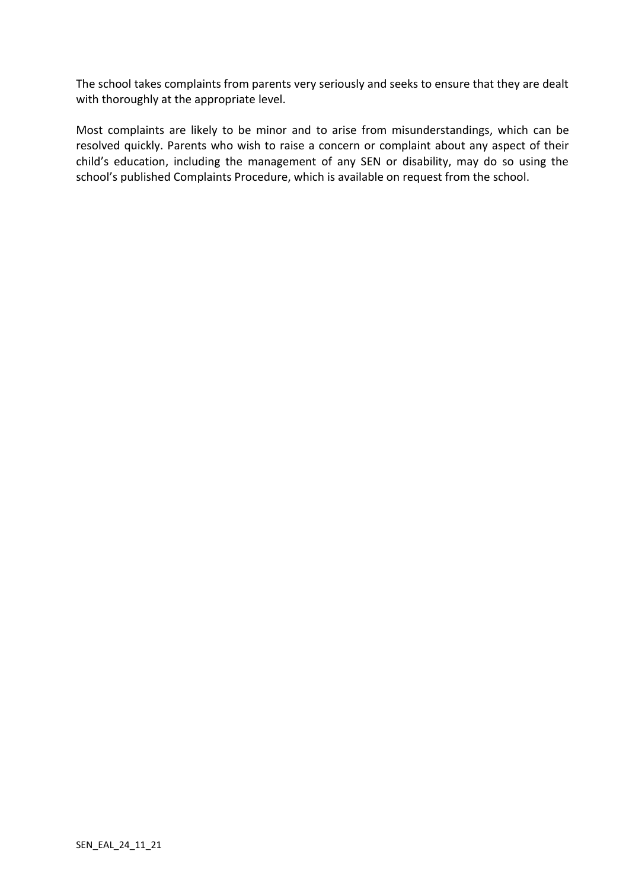The school takes complaints from parents very seriously and seeks to ensure that they are dealt with thoroughly at the appropriate level.

Most complaints are likely to be minor and to arise from misunderstandings, which can be resolved quickly. Parents who wish to raise a concern or complaint about any aspect of their child's education, including the management of any SEN or disability, may do so using the school's published Complaints Procedure, which is available on request from the school.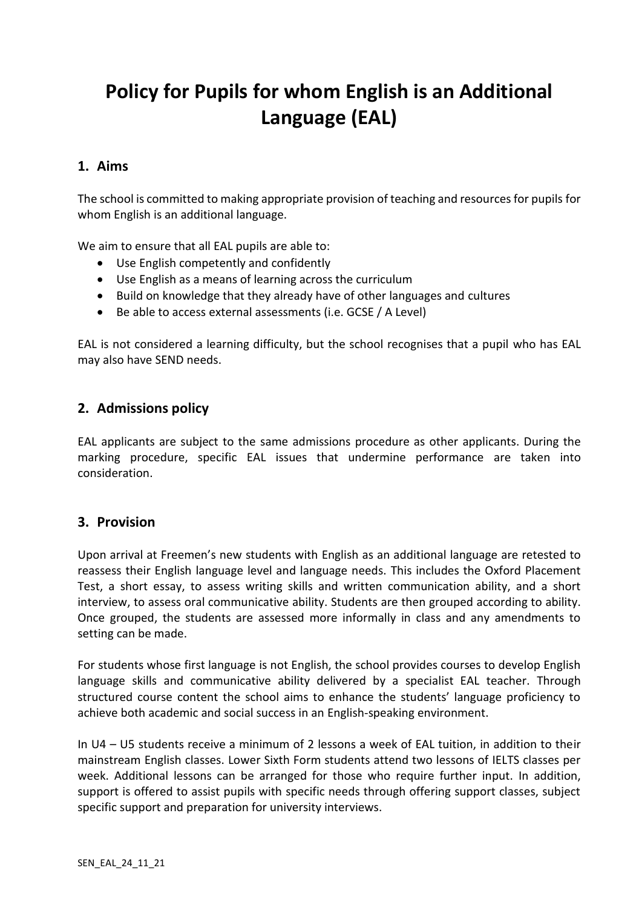# Policy for Pupils for whom English is an Additional Language (EAL)

## 1. Aims

The school is committed to making appropriate provision of teaching and resources for pupils for whom English is an additional language.

We aim to ensure that all EAL pupils are able to:

- Use English competently and confidently
- Use English as a means of learning across the curriculum
- Build on knowledge that they already have of other languages and cultures
- Be able to access external assessments (i.e. GCSE / A Level)

EAL is not considered a learning difficulty, but the school recognises that a pupil who has EAL may also have SEND needs.

## 2. Admissions policy

EAL applicants are subject to the same admissions procedure as other applicants. During the marking procedure, specific EAL issues that undermine performance are taken into consideration.

## 3. Provision

Upon arrival at Freemen's new students with English as an additional language are retested to reassess their English language level and language needs. This includes the Oxford Placement Test, a short essay, to assess writing skills and written communication ability, and a short interview, to assess oral communicative ability. Students are then grouped according to ability. Once grouped, the students are assessed more informally in class and any amendments to setting can be made.

For students whose first language is not English, the school provides courses to develop English language skills and communicative ability delivered by a specialist EAL teacher. Through structured course content the school aims to enhance the students' language proficiency to achieve both academic and social success in an English-speaking environment.

In U4 – U5 students receive a minimum of 2 lessons a week of EAL tuition, in addition to their mainstream English classes. Lower Sixth Form students attend two lessons of IELTS classes per week. Additional lessons can be arranged for those who require further input. In addition, support is offered to assist pupils with specific needs through offering support classes, subject specific support and preparation for university interviews.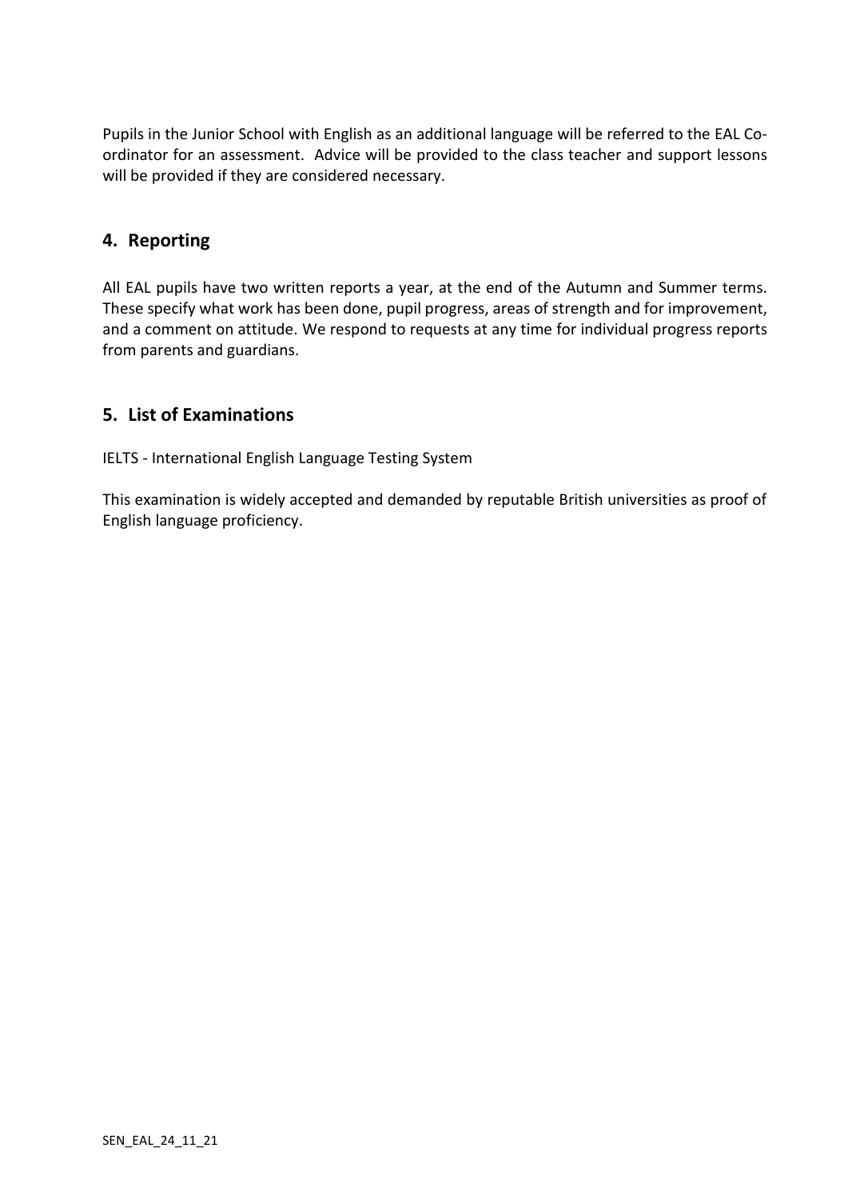Pupils in the Junior School with English as an additional language will be referred to the EAL Co-ordinator for an assessment. Advice will be provided to the class teacher and support lessons will be provided if they are considered necessary.

## 4. Reporting

All EAL pupils have two written reports a year, at the end of the Autumn and Summer terms. These specify what work has been done, pupil progress, areas of strength and for improvement, and a comment on attitude. We respond to requests at any time for individual progress reports from parents and guardians.

## 5. List of Examinations

IELTS - International English Language Testing System

This examination is widely accepted and demanded by reputable British universities as proof of English language proficiency.